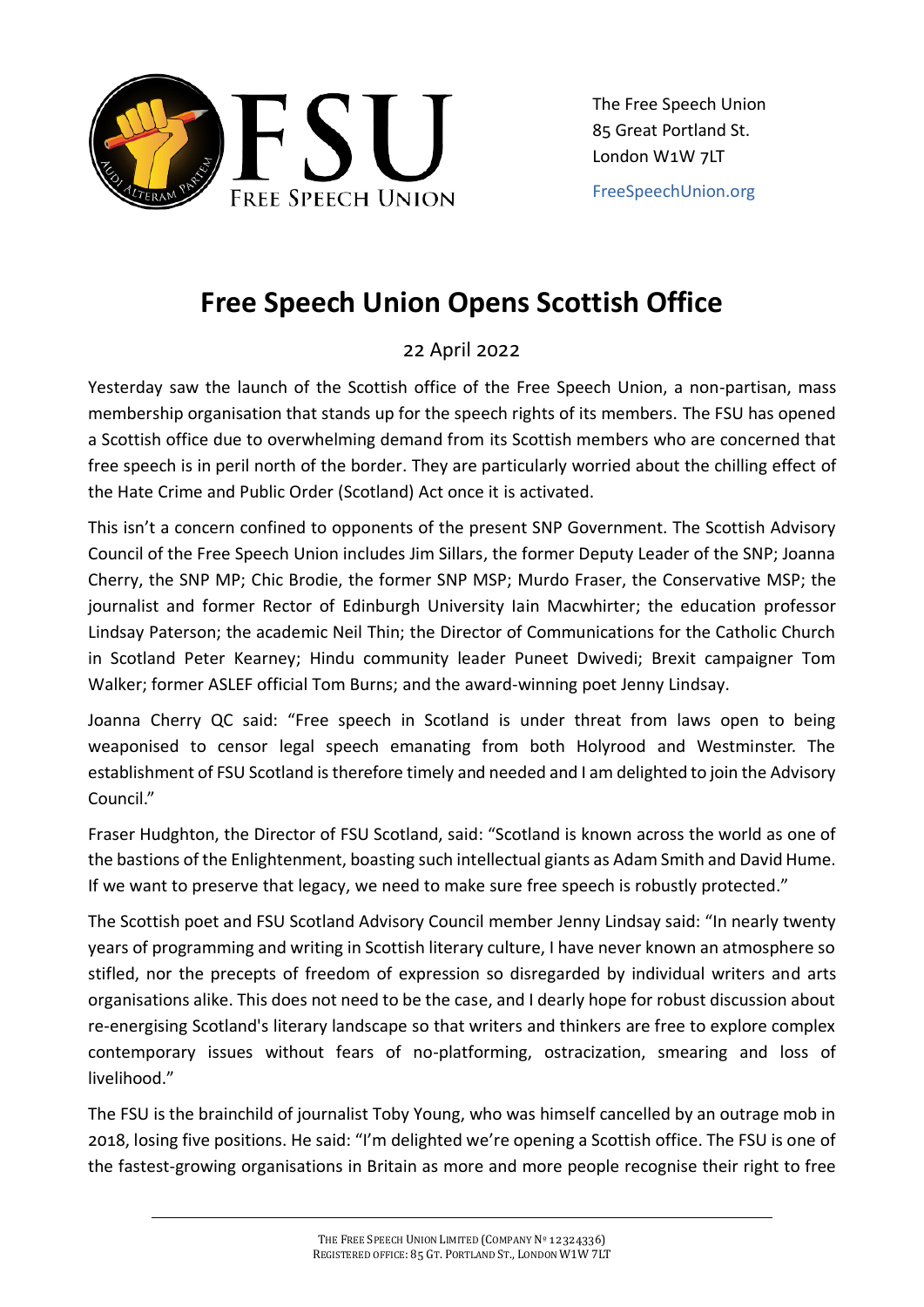The Free Speech Union
85 Great Portland St.
London W1W 7LT

FreeSpeechUnion.org

# Free Speech Union Opens Scottish Office

22 April 2022

Yesterday saw the launch of the Scottish office of the Free Speech Union, a non-partisan, mass membership organisation that stands up for the speech rights of its members. The FSU has opened a Scottish office due to overwhelming demand from its Scottish members who are concerned that free speech is in peril north of the border. They are particularly worried about the chilling effect of the Hate Crime and Public Order (Scotland) Act once it is activated.

This isn't a concern confined to opponents of the present SNP Government. The Scottish Advisory Council of the Free Speech Union includes Jim Sillars, the former Deputy Leader of the SNP; Joanna Cherry, the SNP MP; Chic Brodie, the former SNP MSP; Murdo Fraser, the Conservative MSP; the journalist and former Rector of Edinburgh University Iain Macwhirter; the education professor Lindsay Paterson; the academic Neil Thin; the Director of Communications for the Catholic Church in Scotland Peter Kearney; Hindu community leader Puneet Dwivedi; Brexit campaigner Tom Walker; former ASLEF official Tom Burns; and the award-winning poet Jenny Lindsay.

Joanna Cherry QC said: "Free speech in Scotland is under threat from laws open to being weaponised to censor legal speech emanating from both Holyrood and Westminster. The establishment of FSU Scotland is therefore timely and needed and I am delighted to join the Advisory Council."

Fraser Hudghton, the Director of FSU Scotland, said: "Scotland is known across the world as one of the bastions of the Enlightenment, boasting such intellectual giants as Adam Smith and David Hume. If we want to preserve that legacy, we need to make sure free speech is robustly protected."

The Scottish poet and FSU Scotland Advisory Council member Jenny Lindsay said: "In nearly twenty years of programming and writing in Scottish literary culture, I have never known an atmosphere so stifled, nor the precepts of freedom of expression so disregarded by individual writers and arts organisations alike. This does not need to be the case, and I dearly hope for robust discussion about re-energising Scotland's literary landscape so that writers and thinkers are free to explore complex contemporary issues without fears of no-platforming, ostracization, smearing and loss of livelihood."

The FSU is the brainchild of journalist Toby Young, who was himself cancelled by an outrage mob in 2018, losing five positions. He said: "I'm delighted we're opening a Scottish office. The FSU is one of the fastest-growing organisations in Britain as more and more people recognise their right to free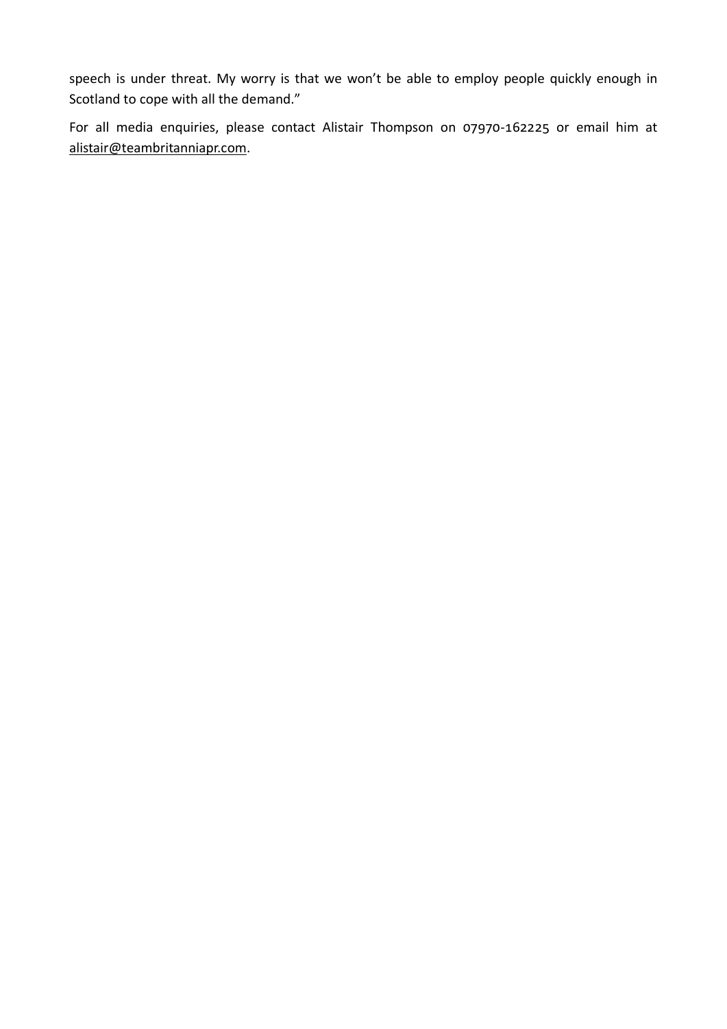speech is under threat. My worry is that we won't be able to employ people quickly enough in Scotland to cope with all the demand."

For all media enquiries, please contact Alistair Thompson on 07970-162225 or email him at alistair@teambritanniapr.com.